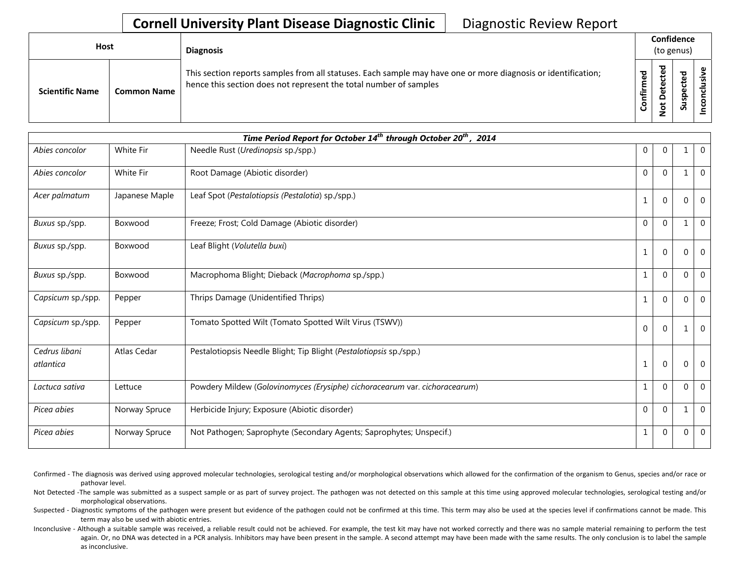# Cornell University Plant Disease Diagnostic Clinic

Diagnostic Review Report

| Host | | Diagnosis | Confidence (to genus) | | | |
|---|---|---|---|---|---|---|
| Scientific Name | Common Name | This section reports samples from all statuses. Each sample may have one or more diagnosis or identification; hence this section does not represent the total number of samples | Confirmed | Not Detected | Suspected | Inconclusive |
| ***Time Period Report for October 14th through October 20th, 2014*** | | | | | | |
| *Abies concolor* | White Fir | Needle Rust (*Uredinopsis* sp./spp.) | 0 | 0 | 1 | 0 |
| *Abies concolor* | White Fir | Root Damage (Abiotic disorder) | 0 | 0 | 1 | 0 |
| *Acer palmatum* | Japanese Maple | Leaf Spot (*Pestalotiopsis (Pestalotia)* sp./spp.) | 1 | 0 | 0 | 0 |
| *Buxus* sp./spp. | Boxwood | Freeze; Frost; Cold Damage (Abiotic disorder) | 0 | 0 | 1 | 0 |
| *Buxus* sp./spp. | Boxwood | Leaf Blight (*Volutella buxi*) | 1 | 0 | 0 | 0 |
| *Buxus* sp./spp. | Boxwood | Macrophoma Blight; Dieback (*Macrophoma* sp./spp.) | 1 | 0 | 0 | 0 |
| *Capsicum* sp./spp. | Pepper | Thrips Damage (Unidentified Thrips) | 1 | 0 | 0 | 0 |
| *Capsicum* sp./spp. | Pepper | Tomato Spotted Wilt (Tomato Spotted Wilt Virus (TSWV)) | 0 | 0 | 1 | 0 |
| *Cedrus libani atlantica* | Atlas Cedar | Pestalotiopsis Needle Blight; Tip Blight (*Pestalotiopsis* sp./spp.) | 1 | 0 | 0 | 0 |
| *Lactuca sativa* | Lettuce | Powdery Mildew (*Golovinomyces (Erysiphe) cichoracearum* var. *cichoracearum*) | 1 | 0 | 0 | 0 |
| *Picea abies* | Norway Spruce | Herbicide Injury; Exposure (Abiotic disorder) | 0 | 0 | 1 | 0 |
| *Picea abies* | Norway Spruce | Not Pathogen; Saprophyte (Secondary Agents; Saprophytes; Unspecif.) | 1 | 0 | 0 | 0 |

Confirmed - The diagnosis was derived using approved molecular technologies, serological testing and/or morphological observations which allowed for the confirmation of the organism to Genus, species and/or race or pathovar level.

Not Detected -The sample was submitted as a suspect sample or as part of survey project. The pathogen was not detected on this sample at this time using approved molecular technologies, serological testing and/or morphological observations.

Suspected - Diagnostic symptoms of the pathogen were present but evidence of the pathogen could not be confirmed at this time. This term may also be used at the species level if confirmations cannot be made. This term may also be used with abiotic entries.

Inconclusive - Although a suitable sample was received, a reliable result could not be achieved. For example, the test kit may have not worked correctly and there was no sample material remaining to perform the test again. Or, no DNA was detected in a PCR analysis. Inhibitors may have been present in the sample. A second attempt may have been made with the same results. The only conclusion is to label the sample as inconclusive.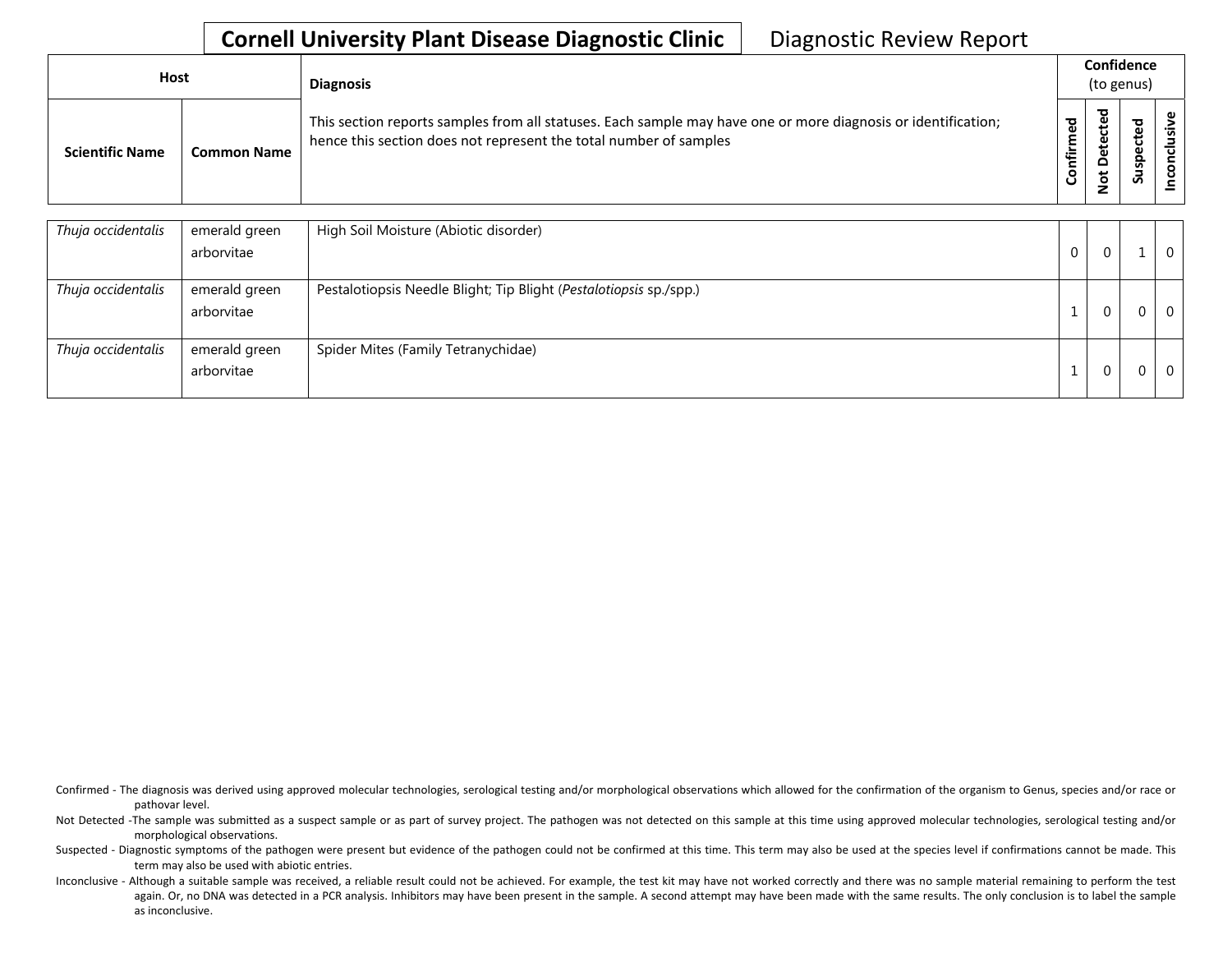**Cornell University Plant Disease Diagnostic Clinic** Diagnostic Review Report

| Host | | Diagnosis | Confidence (to genus) | | | |
|---|---|---|---|---|---|---|
| **Scientific Name** | **Common Name** | This section reports samples from all statuses. Each sample may have one or more diagnosis or identification; hence this section does not represent the total number of samples | **Confirmed** | **Not Detected** | **Suspected** | **Inconclusive** |
| *Thuja occidentalis* | emerald green arborvitae | High Soil Moisture (Abiotic disorder) | 0 | 0 | 1 | 0 |
| *Thuja occidentalis* | emerald green arborvitae | Pestalotiopsis Needle Blight; Tip Blight (*Pestalotiopsis* sp./spp.) | 1 | 0 | 0 | 0 |
| *Thuja occidentalis* | emerald green arborvitae | Spider Mites (Family Tetranychidae) | 1 | 0 | 0 | 0 |

Confirmed - The diagnosis was derived using approved molecular technologies, serological testing and/or morphological observations which allowed for the confirmation of the organism to Genus, species and/or race or pathovar level.

Not Detected -The sample was submitted as a suspect sample or as part of survey project. The pathogen was not detected on this sample at this time using approved molecular technologies, serological testing and/or morphological observations.

Suspected - Diagnostic symptoms of the pathogen were present but evidence of the pathogen could not be confirmed at this time. This term may also be used at the species level if confirmations cannot be made. This term may also be used with abiotic entries.

Inconclusive - Although a suitable sample was received, a reliable result could not be achieved. For example, the test kit may have not worked correctly and there was no sample material remaining to perform the test again. Or, no DNA was detected in a PCR analysis. Inhibitors may have been present in the sample. A second attempt may have been made with the same results. The only conclusion is to label the sample as inconclusive.